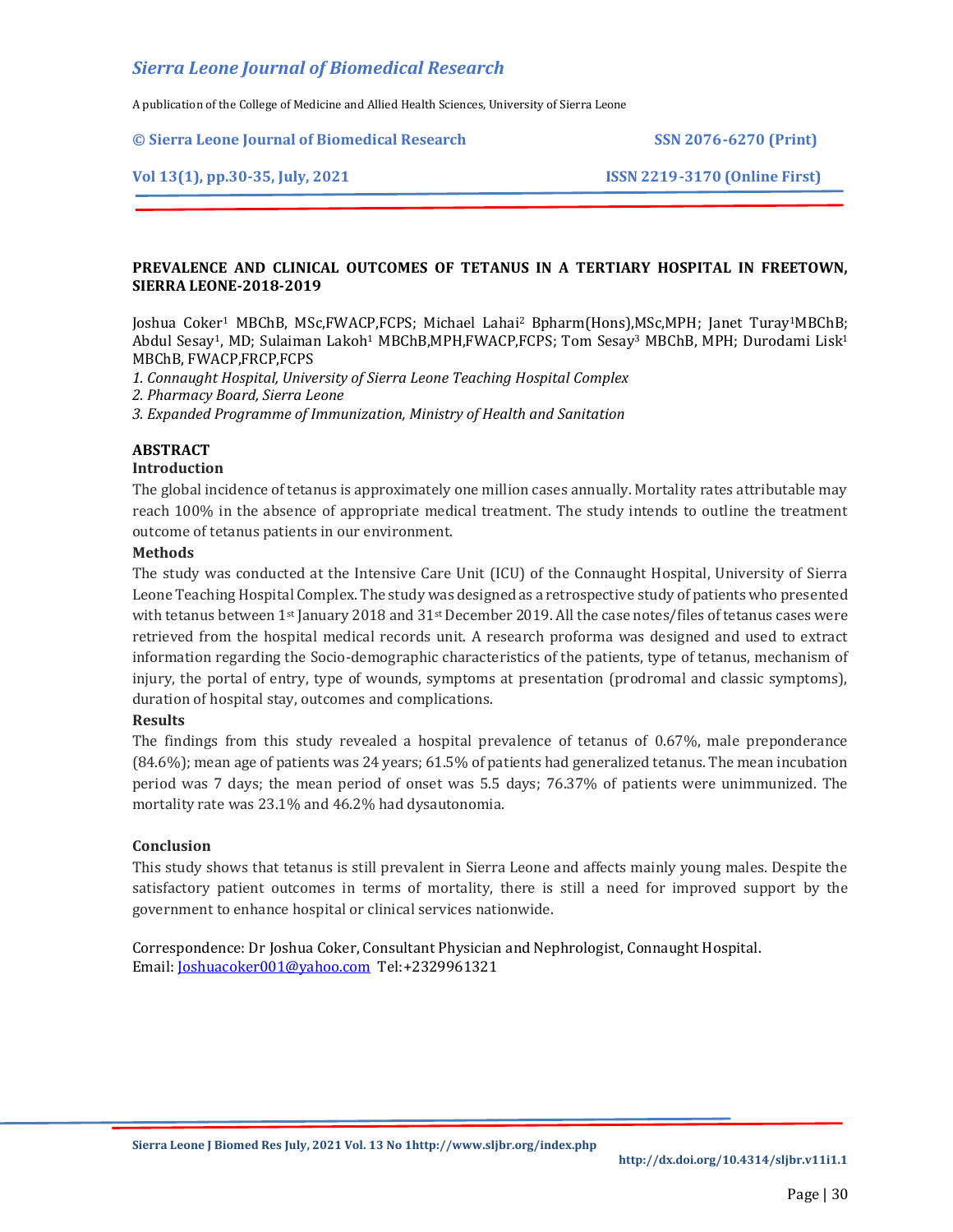# PREVALENCE AND CLINICAL OUTCOMES OF TETANUS IN A TERTIARY HOSPITAL IN FREETOWN, SIERRA LEONE-2018-2019

Joshua Coker[1] MBChB, MSc,FWACP,FCPS; Michael Lahai[2] Bpharm(Hons),MSc,MPH; Janet Turay[1]MBChB; Abdul Sesay[1], MD; Sulaiman Lakoh[1] MBChB,MPH,FWACP,FCPS; Tom Sesay[3] MBChB, MPH; Durodami Lisk[1] MBChB, FWACP,FRCP,FCPS

*1. Connaught Hospital, University of Sierra Leone Teaching Hospital Complex*
*2. Pharmacy Board, Sierra Leone*
*3. Expanded Programme of Immunization, Ministry of Health and Sanitation*

## ABSTRACT

### Introduction

The global incidence of tetanus is approximately one million cases annually. Mortality rates attributable may reach 100% in the absence of appropriate medical treatment. The study intends to outline the treatment outcome of tetanus patients in our environment.

### Methods

The study was conducted at the Intensive Care Unit (ICU) of the Connaught Hospital, University of Sierra Leone Teaching Hospital Complex. The study was designed as a retrospective study of patients who presented with tetanus between 1st January 2018 and 31st December 2019. All the case notes/files of tetanus cases were retrieved from the hospital medical records unit. A research proforma was designed and used to extract information regarding the Socio-demographic characteristics of the patients, type of tetanus, mechanism of injury, the portal of entry, type of wounds, symptoms at presentation (prodromal and classic symptoms), duration of hospital stay, outcomes and complications.

### Results

The findings from this study revealed a hospital prevalence of tetanus of 0.67%, male preponderance (84.6%); mean age of patients was 24 years; 61.5% of patients had generalized tetanus. The mean incubation period was 7 days; the mean period of onset was 5.5 days; 76.37% of patients were unimmunized. The mortality rate was 23.1% and 46.2% had dysautonomia.

### Conclusion

This study shows that tetanus is still prevalent in Sierra Leone and affects mainly young males. Despite the satisfactory patient outcomes in terms of mortality, there is still a need for improved support by the government to enhance hospital or clinical services nationwide.

Correspondence: Dr Joshua Coker, Consultant Physician and Nephrologist, Connaught Hospital.
Email: Joshuacoker001@yahoo.com Tel:+2329961321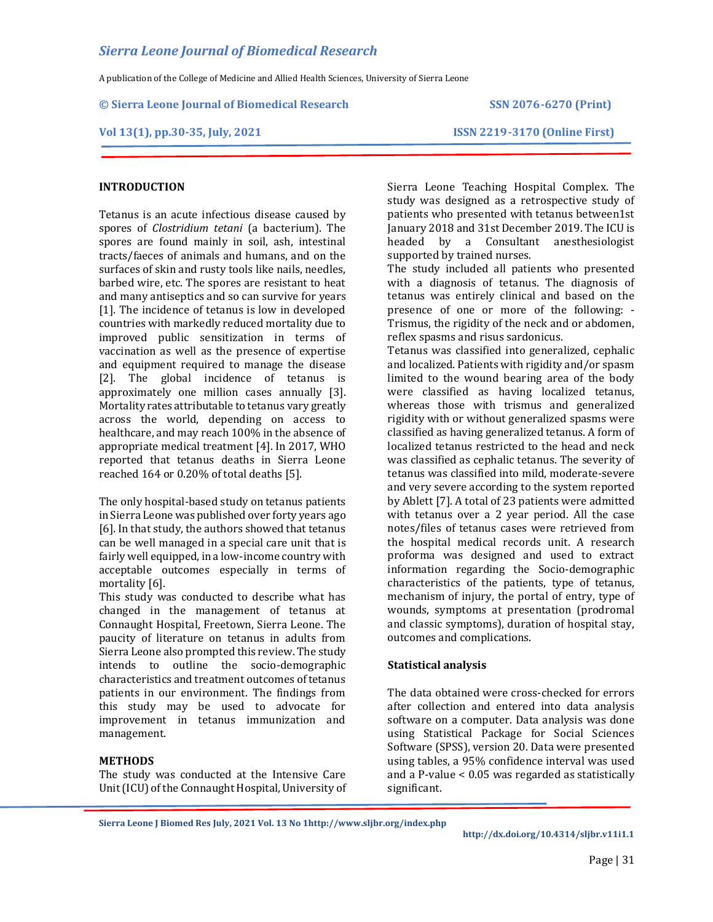## INTRODUCTION

Tetanus is an acute infectious disease caused by spores of *Clostridium tetani* (a bacterium). The spores are found mainly in soil, ash, intestinal tracts/faeces of animals and humans, and on the surfaces of skin and rusty tools like nails, needles, barbed wire, etc. The spores are resistant to heat and many antiseptics and so can survive for years [1]. The incidence of tetanus is low in developed countries with markedly reduced mortality due to improved public sensitization in terms of vaccination as well as the presence of expertise and equipment required to manage the disease [2]. The global incidence of tetanus is approximately one million cases annually [3]. Mortality rates attributable to tetanus vary greatly across the world, depending on access to healthcare, and may reach 100% in the absence of appropriate medical treatment [4]. In 2017, WHO reported that tetanus deaths in Sierra Leone reached 164 or 0.20% of total deaths [5].

The only hospital-based study on tetanus patients in Sierra Leone was published over forty years ago [6]. In that study, the authors showed that tetanus can be well managed in a special care unit that is fairly well equipped, in a low-income country with acceptable outcomes especially in terms of mortality [6].

This study was conducted to describe what has changed in the management of tetanus at Connaught Hospital, Freetown, Sierra Leone. The paucity of literature on tetanus in adults from Sierra Leone also prompted this review. The study intends to outline the socio-demographic characteristics and treatment outcomes of tetanus patients in our environment. The findings from this study may be used to advocate for improvement in tetanus immunization and management.

## METHODS

The study was conducted at the Intensive Care Unit (ICU) of the Connaught Hospital, University of Sierra Leone Teaching Hospital Complex. The study was designed as a retrospective study of patients who presented with tetanus between1st January 2018 and 31st December 2019. The ICU is headed by a Consultant anesthesiologist supported by trained nurses.

The study included all patients who presented with a diagnosis of tetanus. The diagnosis of tetanus was entirely clinical and based on the presence of one or more of the following: - Trismus, the rigidity of the neck and or abdomen, reflex spasms and risus sardonicus.

Tetanus was classified into generalized, cephalic and localized. Patients with rigidity and/or spasm limited to the wound bearing area of the body were classified as having localized tetanus, whereas those with trismus and generalized rigidity with or without generalized spasms were classified as having generalized tetanus. A form of localized tetanus restricted to the head and neck was classified as cephalic tetanus. The severity of tetanus was classified into mild, moderate-severe and very severe according to the system reported by Ablett [7]. A total of 23 patients were admitted with tetanus over a 2 year period. All the case notes/files of tetanus cases were retrieved from the hospital medical records unit. A research proforma was designed and used to extract information regarding the Socio-demographic characteristics of the patients, type of tetanus, mechanism of injury, the portal of entry, type of wounds, symptoms at presentation (prodromal and classic symptoms), duration of hospital stay, outcomes and complications.

### Statistical analysis

The data obtained were cross-checked for errors after collection and entered into data analysis software on a computer. Data analysis was done using Statistical Package for Social Sciences Software (SPSS), version 20. Data were presented using tables, a 95% confidence interval was used and a P-value < 0.05 was regarded as statistically significant.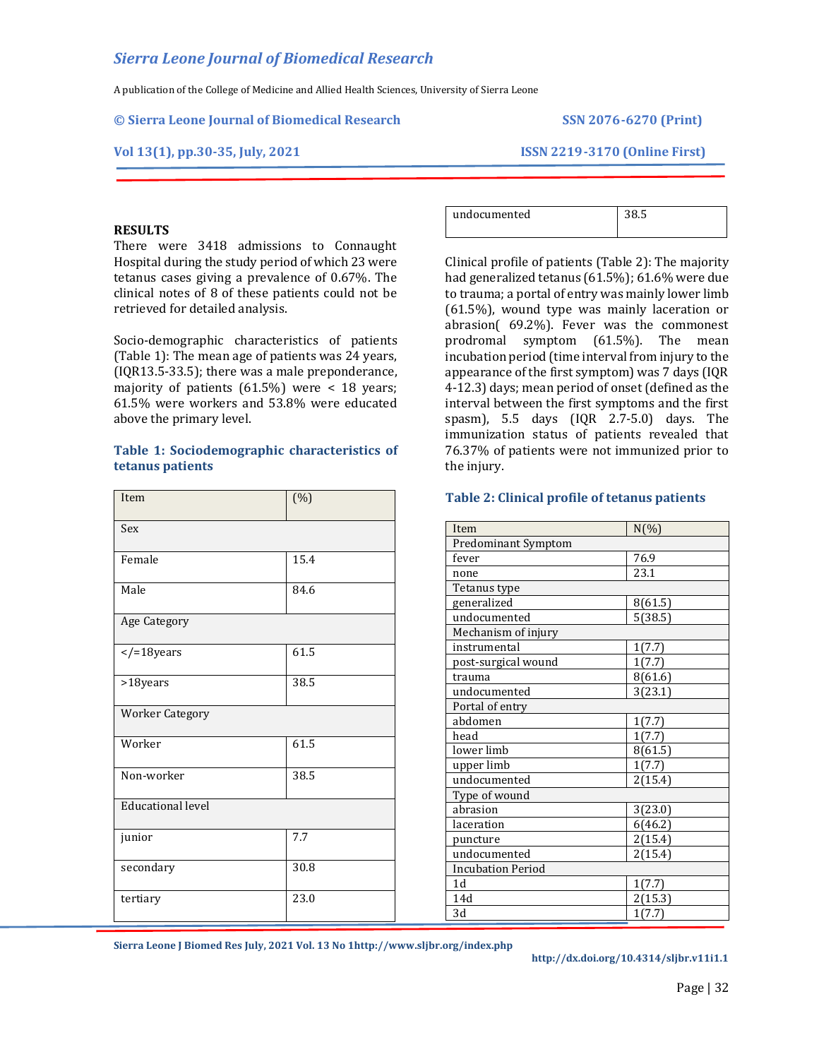## RESULTS

There were 3418 admissions to Connaught Hospital during the study period of which 23 were tetanus cases giving a prevalence of 0.67%. The clinical notes of 8 of these patients could not be retrieved for detailed analysis.

Socio-demographic characteristics of patients (Table 1): The mean age of patients was 24 years, (IQR13.5-33.5); there was a male preponderance, majority of patients (61.5%) were < 18 years; 61.5% were workers and 53.8% were educated above the primary level.

**Table 1: Sociodemographic characteristics of tetanus patients**

| Item | (%) |
|---|---|
| Sex | |
| Female | 15.4 |
| Male | 84.6 |
| Age Category | |
| </=18years | 61.5 |
| >18years | 38.5 |
| Worker Category | |
| Worker | 61.5 |
| Non-worker | 38.5 |
| Educational level | |
| junior | 7.7 |
| secondary | 30.8 |
| tertiary | 23.0 |
| undocumented | 38.5 |

Clinical profile of patients (Table 2): The majority had generalized tetanus (61.5%); 61.6% were due to trauma; a portal of entry was mainly lower limb (61.5%), wound type was mainly laceration or abrasion( 69.2%). Fever was the commonest prodromal symptom (61.5%). The mean incubation period (time interval from injury to the appearance of the first symptom) was 7 days (IQR 4-12.3) days; mean period of onset (defined as the interval between the first symptoms and the first spasm), 5.5 days (IQR 2.7-5.0) days. The immunization status of patients revealed that 76.37% of patients were not immunized prior to the injury.

**Table 2: Clinical profile of tetanus patients**

| Item | N(%) |
|---|---|
| Predominant Symptom | |
| fever | 76.9 |
| none | 23.1 |
| Tetanus type | |
| generalized | 8(61.5) |
| undocumented | 5(38.5) |
| Mechanism of injury | |
| instrumental | 1(7.7) |
| post-surgical wound | 1(7.7) |
| trauma | 8(61.6) |
| undocumented | 3(23.1) |
| Portal of entry | |
| abdomen | 1(7.7) |
| head | 1(7.7) |
| lower limb | 8(61.5) |
| upper limb | 1(7.7) |
| undocumented | 2(15.4) |
| Type of wound | |
| abrasion | 3(23.0) |
| laceration | 6(46.2) |
| puncture | 2(15.4) |
| undocumented | 2(15.4) |
| Incubation Period | |
| 1d | 1(7.7) |
| 14d | 2(15.3) |
| 3d | 1(7.7) |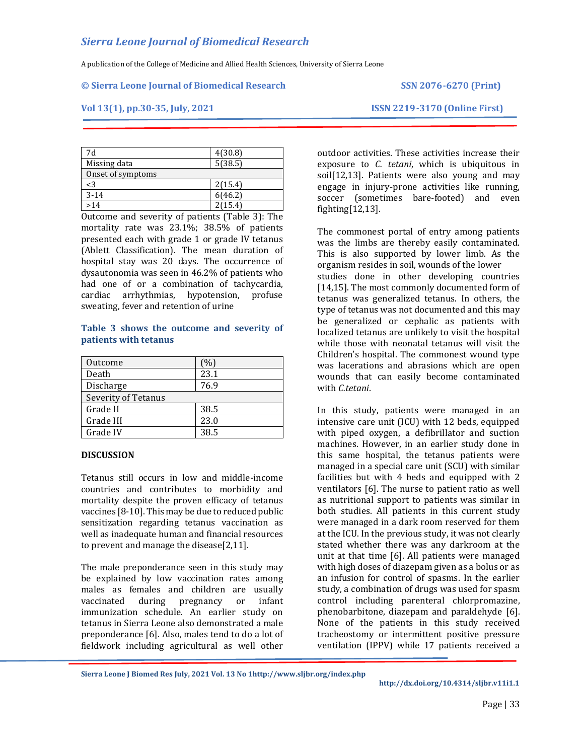| 7d | 4(30.8) |
|---|---|
| Missing data | 5(38.5) |
| Onset of symptoms | |
| <3 | 2(15.4) |
| 3-14 | 6(46.2) |
| >14 | 2(15.4) |

Outcome and severity of patients (Table 3): The mortality rate was 23.1%; 38.5% of patients presented each with grade 1 or grade IV tetanus (Ablett Classification). The mean duration of hospital stay was 20 days. The occurrence of dysautonomia was seen in 46.2% of patients who had one of or a combination of tachycardia, cardiac arrhythmias, hypotension, profuse sweating, fever and retention of urine

**Table 3 shows the outcome and severity of patients with tetanus**

| Outcome | (%) |
|---|---|
| Death | 23.1 |
| Discharge | 76.9 |
| Severity of Tetanus | |
| Grade II | 38.5 |
| Grade III | 23.0 |
| Grade IV | 38.5 |

## DISCUSSION

Tetanus still occurs in low and middle-income countries and contributes to morbidity and mortality despite the proven efficacy of tetanus vaccines [8-10]. This may be due to reduced public sensitization regarding tetanus vaccination as well as inadequate human and financial resources to prevent and manage the disease[2,11].

The male preponderance seen in this study may be explained by low vaccination rates among males as females and children are usually vaccinated during pregnancy or infant immunization schedule. An earlier study on tetanus in Sierra Leone also demonstrated a male preponderance [6]. Also, males tend to do a lot of fieldwork including agricultural as well other outdoor activities. These activities increase their exposure to *C. tetani*, which is ubiquitous in soil[12,13]. Patients were also young and may engage in injury-prone activities like running, soccer (sometimes bare-footed) and even fighting[12,13].

The commonest portal of entry among patients was the limbs are thereby easily contaminated. This is also supported by lower limb. As the organism resides in soil, wounds of the lower studies done in other developing countries [14,15]. The most commonly documented form of tetanus was generalized tetanus. In others, the type of tetanus was not documented and this may be generalized or cephalic as patients with localized tetanus are unlikely to visit the hospital while those with neonatal tetanus will visit the Children's hospital. The commonest wound type was lacerations and abrasions which are open wounds that can easily become contaminated with *C.tetani*.

In this study, patients were managed in an intensive care unit (ICU) with 12 beds, equipped with piped oxygen, a defibrillator and suction machines. However, in an earlier study done in this same hospital, the tetanus patients were managed in a special care unit (SCU) with similar facilities but with 4 beds and equipped with 2 ventilators [6]. The nurse to patient ratio as well as nutritional support to patients was similar in both studies. All patients in this current study were managed in a dark room reserved for them at the ICU. In the previous study, it was not clearly stated whether there was any darkroom at the unit at that time [6]. All patients were managed with high doses of diazepam given as a bolus or as an infusion for control of spasms. In the earlier study, a combination of drugs was used for spasm control including parenteral chlorpromazine, phenobarbitone, diazepam and paraldehyde [6]. None of the patients in this study received tracheostomy or intermittent positive pressure ventilation (IPPV) while 17 patients received a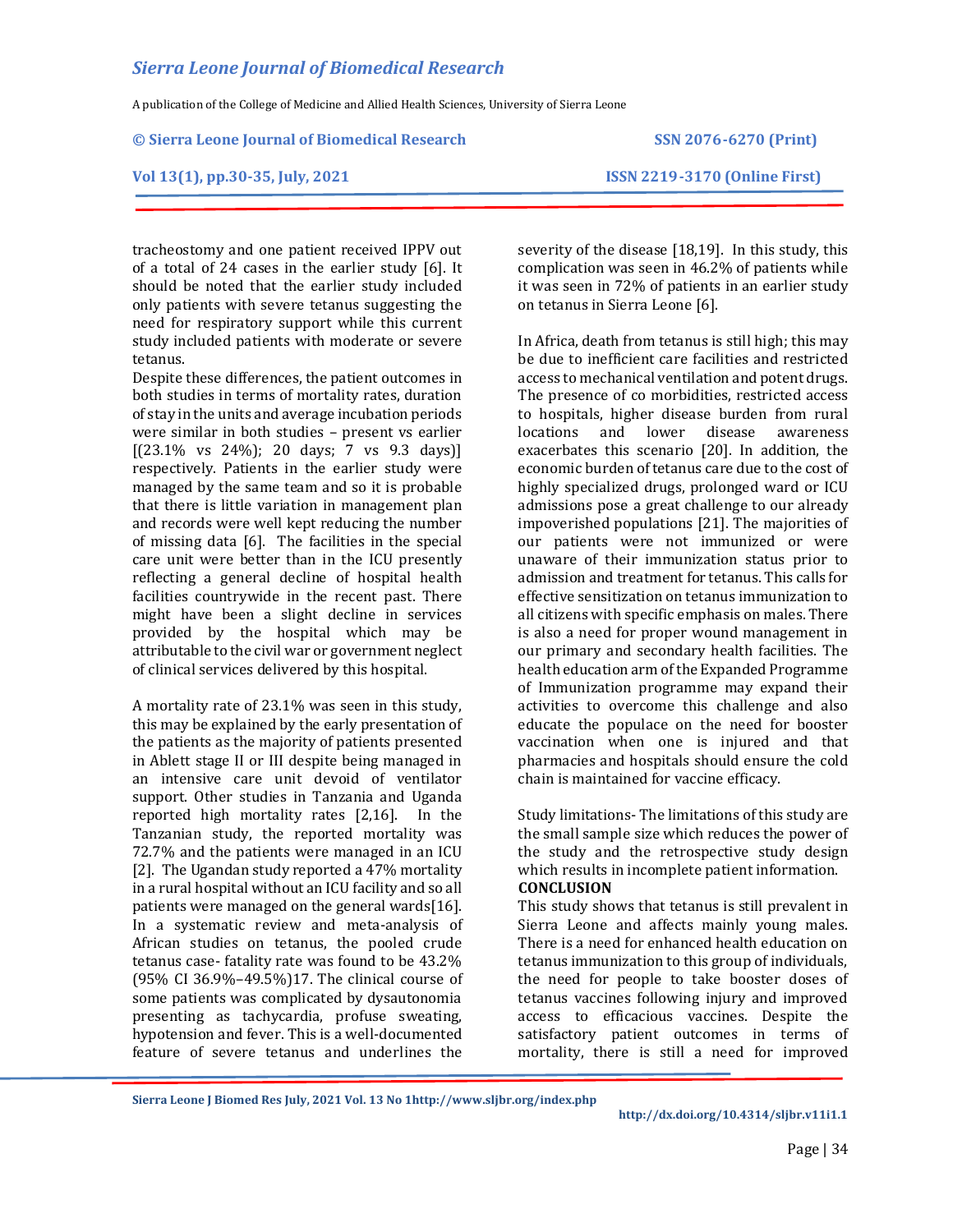tracheostomy and one patient received IPPV out of a total of 24 cases in the earlier study [6]. It should be noted that the earlier study included only patients with severe tetanus suggesting the need for respiratory support while this current study included patients with moderate or severe tetanus.

Despite these differences, the patient outcomes in both studies in terms of mortality rates, duration of stay in the units and average incubation periods were similar in both studies – present vs earlier [(23.1% vs 24%); 20 days; 7 vs 9.3 days)] respectively. Patients in the earlier study were managed by the same team and so it is probable that there is little variation in management plan and records were well kept reducing the number of missing data [6]. The facilities in the special care unit were better than in the ICU presently reflecting a general decline of hospital health facilities countrywide in the recent past. There might have been a slight decline in services provided by the hospital which may be attributable to the civil war or government neglect of clinical services delivered by this hospital.

A mortality rate of 23.1% was seen in this study, this may be explained by the early presentation of the patients as the majority of patients presented in Ablett stage II or III despite being managed in an intensive care unit devoid of ventilator support. Other studies in Tanzania and Uganda reported high mortality rates [2,16]. In the Tanzanian study, the reported mortality was 72.7% and the patients were managed in an ICU [2]. The Ugandan study reported a 47% mortality in a rural hospital without an ICU facility and so all patients were managed on the general wards[16]. In a systematic review and meta-analysis of African studies on tetanus, the pooled crude tetanus case- fatality rate was found to be 43.2% (95% CI 36.9%–49.5%)17. The clinical course of some patients was complicated by dysautonomia presenting as tachycardia, profuse sweating, hypotension and fever. This is a well-documented feature of severe tetanus and underlines the severity of the disease [18,19]. In this study, this complication was seen in 46.2% of patients while it was seen in 72% of patients in an earlier study on tetanus in Sierra Leone [6].

In Africa, death from tetanus is still high; this may be due to inefficient care facilities and restricted access to mechanical ventilation and potent drugs. The presence of co morbidities, restricted access to hospitals, higher disease burden from rural locations and lower disease awareness exacerbates this scenario [20]. In addition, the economic burden of tetanus care due to the cost of highly specialized drugs, prolonged ward or ICU admissions pose a great challenge to our already impoverished populations [21]. The majorities of our patients were not immunized or were unaware of their immunization status prior to admission and treatment for tetanus. This calls for effective sensitization on tetanus immunization to all citizens with specific emphasis on males. There is also a need for proper wound management in our primary and secondary health facilities. The health education arm of the Expanded Programme of Immunization programme may expand their activities to overcome this challenge and also educate the populace on the need for booster vaccination when one is injured and that pharmacies and hospitals should ensure the cold chain is maintained for vaccine efficacy.

Study limitations- The limitations of this study are the small sample size which reduces the power of the study and the retrospective study design which results in incomplete patient information.

**CONCLUSION**

This study shows that tetanus is still prevalent in Sierra Leone and affects mainly young males. There is a need for enhanced health education on tetanus immunization to this group of individuals, the need for people to take booster doses of tetanus vaccines following injury and improved access to efficacious vaccines. Despite the satisfactory patient outcomes in terms of mortality, there is still a need for improved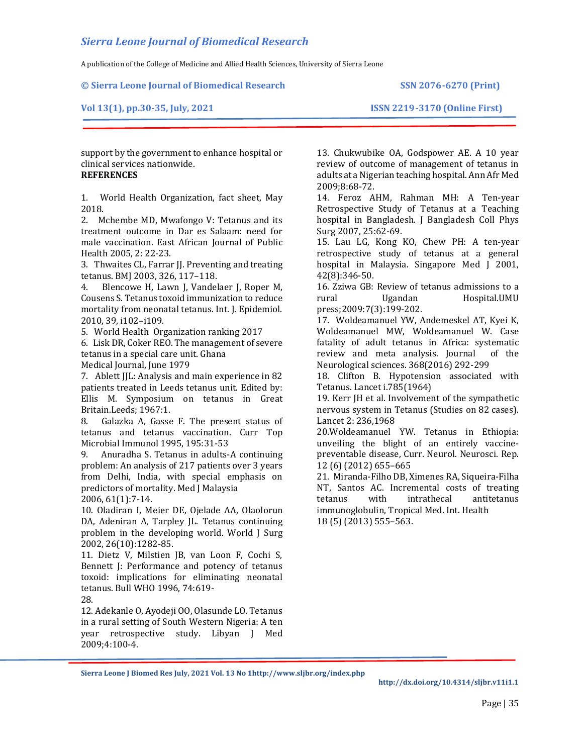support by the government to enhance hospital or clinical services nationwide.

**REFERENCES**

1. World Health Organization, fact sheet, May 2018.
2. Mchembe MD, Mwafongo V: Tetanus and its treatment outcome in Dar es Salaam: need for male vaccination. East African Journal of Public Health 2005, 2: 22-23.
3. Thwaites CL, Farrar JJ. Preventing and treating tetanus. BMJ 2003, 326, 117–118.
4. Blencowe H, Lawn J, Vandelaer J, Roper M, Cousens S. Tetanus toxoid immunization to reduce mortality from neonatal tetanus. Int. J. Epidemiol. 2010, 39, i102–i109.
5. World Health Organization ranking 2017
6. Lisk DR, Coker REO. The management of severe tetanus in a special care unit. Ghana Medical Journal, June 1979
7. Ablett JJL: Analysis and main experience in 82 patients treated in Leeds tetanus unit. Edited by: Ellis M. Symposium on tetanus in Great Britain.Leeds; 1967:1.
8. Galazka A, Gasse F. The present status of tetanus and tetanus vaccination. Curr Top Microbial Immunol 1995, 195:31-53
9. Anuradha S. Tetanus in adults-A continuing problem: An analysis of 217 patients over 3 years from Delhi, India, with special emphasis on predictors of mortality. Med J Malaysia 2006, 61(1):7-14.
10. Oladiran I, Meier DE, Ojelade AA, Olaolorun DA, Adeniran A, Tarpley JL. Tetanus continuing problem in the developing world. World J Surg 2002, 26(10):1282-85.
11. Dietz V, Milstien JB, van Loon F, Cochi S, Bennett J: Performance and potency of tetanus toxoid: implications for eliminating neonatal tetanus. Bull WHO 1996, 74:619-28.
12. Adekanle O, Ayodeji OO, Olasunde LO. Tetanus in a rural setting of South Western Nigeria: A ten year retrospective study. Libyan J Med 2009;4:100-4.
13. Chukwubike OA, Godspower AE. A 10 year review of outcome of management of tetanus in adults at a Nigerian teaching hospital. Ann Afr Med 2009;8:68-72.
14. Feroz AHM, Rahman MH: A Ten-year Retrospective Study of Tetanus at a Teaching hospital in Bangladesh. J Bangladesh Coll Phys Surg 2007, 25:62-69.
15. Lau LG, Kong KO, Chew PH: A ten-year retrospective study of tetanus at a general hospital in Malaysia. Singapore Med J 2001, 42(8):346-50.
16. Zziwa GB: Review of tetanus admissions to a rural Ugandan Hospital.UMU press;2009:7(3):199-202.
17. Woldeamanuel YW, Andemeskel AT, Kyei K, Woldeamanuel MW, Woldeamanuel W. Case fatality of adult tetanus in Africa: systematic review and meta analysis. Journal of the Neurological sciences. 368(2016) 292-299
18. Clifton B. Hypotension associated with Tetanus. Lancet i.785(1964)
19. Kerr JH et al. Involvement of the sympathetic nervous system in Tetanus (Studies on 82 cases). Lancet 2: 236,1968
20. Woldeamanuel YW. Tetanus in Ethiopia: unveiling the blight of an entirely vaccine-preventable disease, Curr. Neurol. Neurosci. Rep. 12 (6) (2012) 655–665
21. Miranda-Filho DB, Ximenes RA, Siqueira-Filha NT, Santos AC. Incremental costs of treating tetanus with intrathecal antitetanus immunoglobulin, Tropical Med. Int. Health 18 (5) (2013) 555–563.